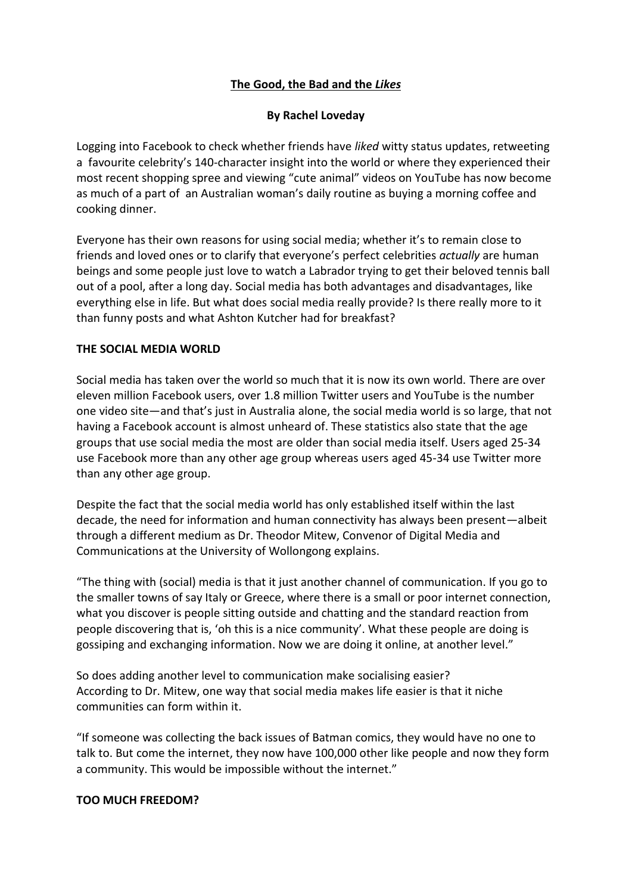# **The Good, the Bad and the *Likes***

**By Rachel Loveday**

Logging into Facebook to check whether friends have *liked* witty status updates, retweeting a favourite celebrity's 140-character insight into the world or where they experienced their most recent shopping spree and viewing "cute animal" videos on YouTube has now become as much of a part of an Australian woman's daily routine as buying a morning coffee and cooking dinner.

Everyone has their own reasons for using social media; whether it's to remain close to friends and loved ones or to clarify that everyone's perfect celebrities *actually* are human beings and some people just love to watch a Labrador trying to get their beloved tennis ball out of a pool, after a long day. Social media has both advantages and disadvantages, like everything else in life. But what does social media really provide? Is there really more to it than funny posts and what Ashton Kutcher had for breakfast?

## **THE SOCIAL MEDIA WORLD**

Social media has taken over the world so much that it is now its own world. There are over eleven million Facebook users, over 1.8 million Twitter users and YouTube is the number one video site—and that's just in Australia alone, the social media world is so large, that not having a Facebook account is almost unheard of. These statistics also state that the age groups that use social media the most are older than social media itself. Users aged 25-34 use Facebook more than any other age group whereas users aged 45-34 use Twitter more than any other age group.

Despite the fact that the social media world has only established itself within the last decade, the need for information and human connectivity has always been present—albeit through a different medium as Dr. Theodor Mitew, Convenor of Digital Media and Communications at the University of Wollongong explains.

"The thing with (social) media is that it just another channel of communication. If you go to the smaller towns of say Italy or Greece, where there is a small or poor internet connection, what you discover is people sitting outside and chatting and the standard reaction from people discovering that is, 'oh this is a nice community'. What these people are doing is gossiping and exchanging information. Now we are doing it online, at another level."

So does adding another level to communication make socialising easier?
According to Dr. Mitew, one way that social media makes life easier is that it niche communities can form within it.

"If someone was collecting the back issues of Batman comics, they would have no one to talk to. But come the internet, they now have 100,000 other like people and now they form a community. This would be impossible without the internet."

## **TOO MUCH FREEDOM?**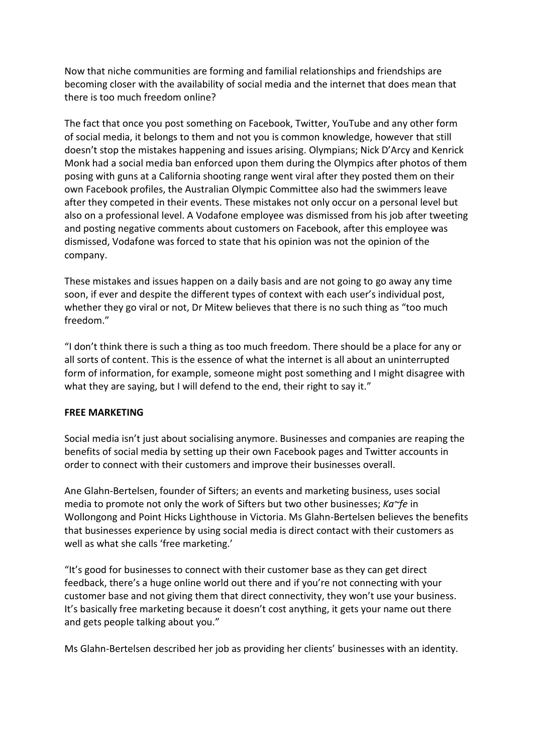Now that niche communities are forming and familial relationships and friendships are becoming closer with the availability of social media and the internet that does mean that there is too much freedom online?

The fact that once you post something on Facebook, Twitter, YouTube and any other form of social media, it belongs to them and not you is common knowledge, however that still doesn't stop the mistakes happening and issues arising. Olympians; Nick D'Arcy and Kenrick Monk had a social media ban enforced upon them during the Olympics after photos of them posing with guns at a California shooting range went viral after they posted them on their own Facebook profiles, the Australian Olympic Committee also had the swimmers leave after they competed in their events. These mistakes not only occur on a personal level but also on a professional level. A Vodafone employee was dismissed from his job after tweeting and posting negative comments about customers on Facebook, after this employee was dismissed, Vodafone was forced to state that his opinion was not the opinion of the company.

These mistakes and issues happen on a daily basis and are not going to go away any time soon, if ever and despite the different types of context with each user's individual post, whether they go viral or not, Dr Mitew believes that there is no such thing as "too much freedom."

"I don't think there is such a thing as too much freedom. There should be a place for any or all sorts of content. This is the essence of what the internet is all about an uninterrupted form of information, for example, someone might post something and I might disagree with what they are saying, but I will defend to the end, their right to say it."

**FREE MARKETING**

Social media isn't just about socialising anymore. Businesses and companies are reaping the benefits of social media by setting up their own Facebook pages and Twitter accounts in order to connect with their customers and improve their businesses overall.

Ane Glahn-Bertelsen, founder of Sifters; an events and marketing business, uses social media to promote not only the work of Sifters but two other businesses; *Ka~fe* in Wollongong and Point Hicks Lighthouse in Victoria. Ms Glahn-Bertelsen believes the benefits that businesses experience by using social media is direct contact with their customers as well as what she calls 'free marketing.'

"It's good for businesses to connect with their customer base as they can get direct feedback, there's a huge online world out there and if you're not connecting with your customer base and not giving them that direct connectivity, they won't use your business. It's basically free marketing because it doesn't cost anything, it gets your name out there and gets people talking about you."

Ms Glahn-Bertelsen described her job as providing her clients' businesses with an identity.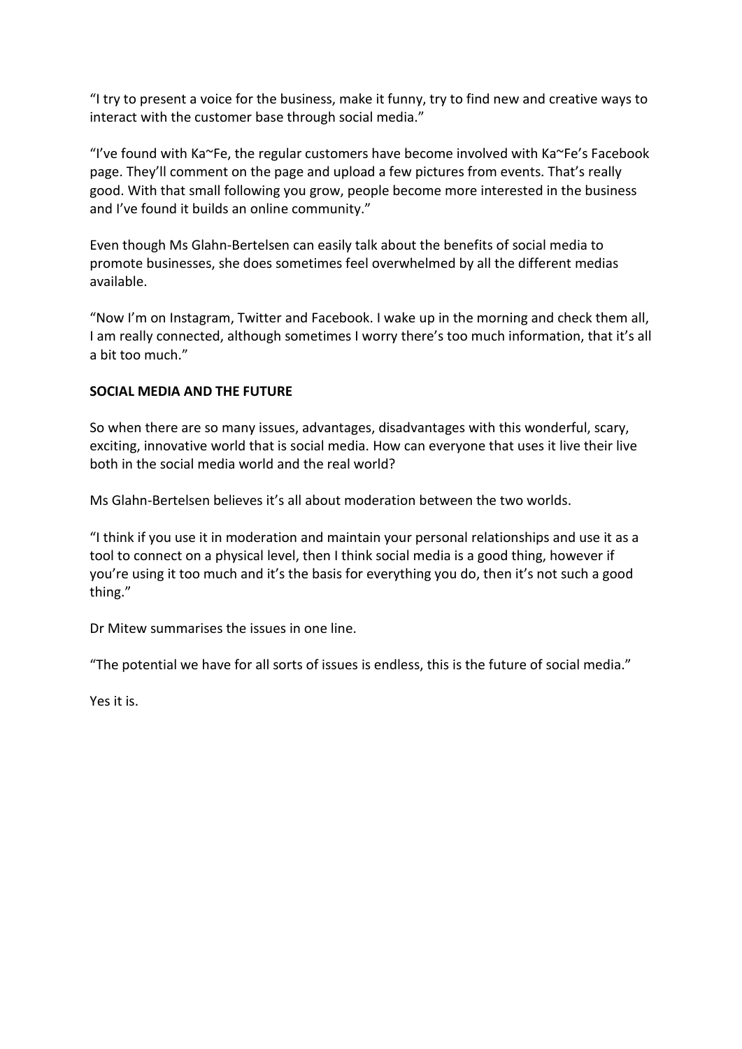"I try to present a voice for the business, make it funny, try to find new and creative ways to interact with the customer base through social media."

"I've found with Ka~Fe, the regular customers have become involved with Ka~Fe's Facebook page. They'll comment on the page and upload a few pictures from events. That's really good. With that small following you grow, people become more interested in the business and I've found it builds an online community."

Even though Ms Glahn-Bertelsen can easily talk about the benefits of social media to promote businesses, she does sometimes feel overwhelmed by all the different medias available.

"Now I'm on Instagram, Twitter and Facebook. I wake up in the morning and check them all, I am really connected, although sometimes I worry there's too much information, that it's all a bit too much."

**SOCIAL MEDIA AND THE FUTURE**

So when there are so many issues, advantages, disadvantages with this wonderful, scary, exciting, innovative world that is social media. How can everyone that uses it live their live both in the social media world and the real world?

Ms Glahn-Bertelsen believes it's all about moderation between the two worlds.

"I think if you use it in moderation and maintain your personal relationships and use it as a tool to connect on a physical level, then I think social media is a good thing, however if you're using it too much and it's the basis for everything you do, then it's not such a good thing."

Dr Mitew summarises the issues in one line.

"The potential we have for all sorts of issues is endless, this is the future of social media."

Yes it is.